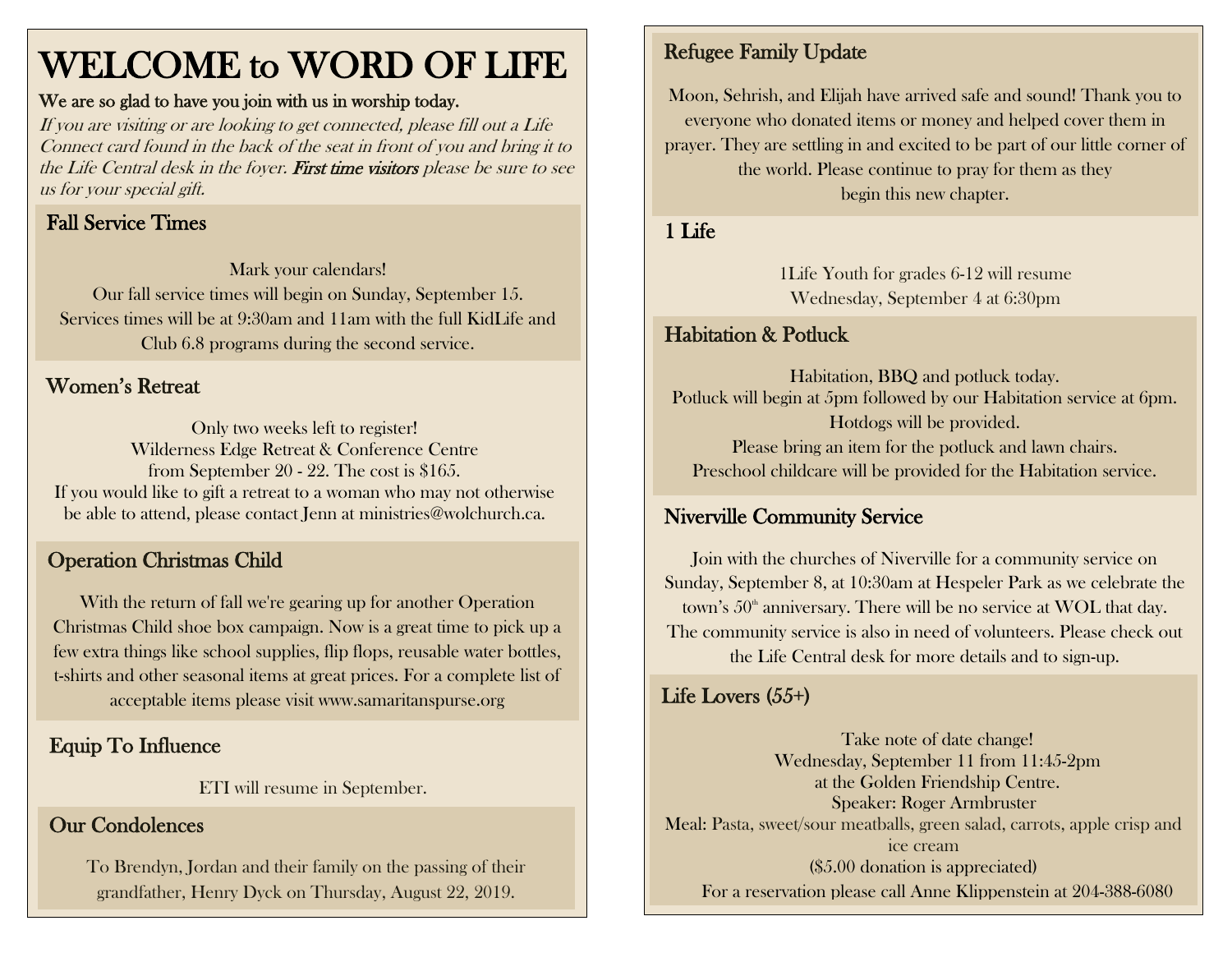# WELCOME to WORD OF LIFE

**We are so glad to have you join with us in worship today.**

*If you are visiting or are looking to get connected, please fill out a Life Connect card found in the back of the seat in front of you and bring it to the Life Central desk in the foyer. **First time visitors** please be sure to see us for your special gift.*

## Fall Service Times

Mark your calendars!
Our fall service times will begin on Sunday, September 15.
Services times will be at 9:30am and 11am with the full KidLife and Club 6.8 programs during the second service.

## Women's Retreat

Only two weeks left to register!
Wilderness Edge Retreat & Conference Centre
from September 20 - 22. The cost is $165.
If you would like to gift a retreat to a woman who may not otherwise be able to attend, please contact Jenn at ministries@wolchurch.ca.

## Operation Christmas Child

With the return of fall we're gearing up for another Operation Christmas Child shoe box campaign. Now is a great time to pick up a few extra things like school supplies, flip flops, reusable water bottles, t-shirts and other seasonal items at great prices. For a complete list of acceptable items please visit www.samaritanspurse.org

## Equip To Influence

ETI will resume in September.

## Our Condolences

To Brendyn, Jordan and their family on the passing of their grandfather, Henry Dyck on Thursday, August 22, 2019.

## Refugee Family Update

Moon, Sehrish, and Elijah have arrived safe and sound! Thank you to everyone who donated items or money and helped cover them in prayer. They are settling in and excited to be part of our little corner of the world. Please continue to pray for them as they begin this new chapter.

## 1 Life

1Life Youth for grades 6-12 will resume
Wednesday, September 4 at 6:30pm

## Habitation & Potluck

Habitation, BBQ and potluck today.
Potluck will begin at 5pm followed by our Habitation service at 6pm.
Hotdogs will be provided.
Please bring an item for the potluck and lawn chairs.
Preschool childcare will be provided for the Habitation service.

## Niverville Community Service

Join with the churches of Niverville for a community service on Sunday, September 8, at 10:30am at Hespeler Park as we celebrate the town's 50th anniversary. There will be no service at WOL that day. The community service is also in need of volunteers. Please check out the Life Central desk for more details and to sign-up.

## Life Lovers (55+)

Take note of date change!
Wednesday, September 11 from 11:45-2pm
at the Golden Friendship Centre.
Speaker: Roger Armbruster
Meal: Pasta, sweet/sour meatballs, green salad, carrots, apple crisp and ice cream
($5.00 donation is appreciated)
For a reservation please call Anne Klippenstein at 204-388-6080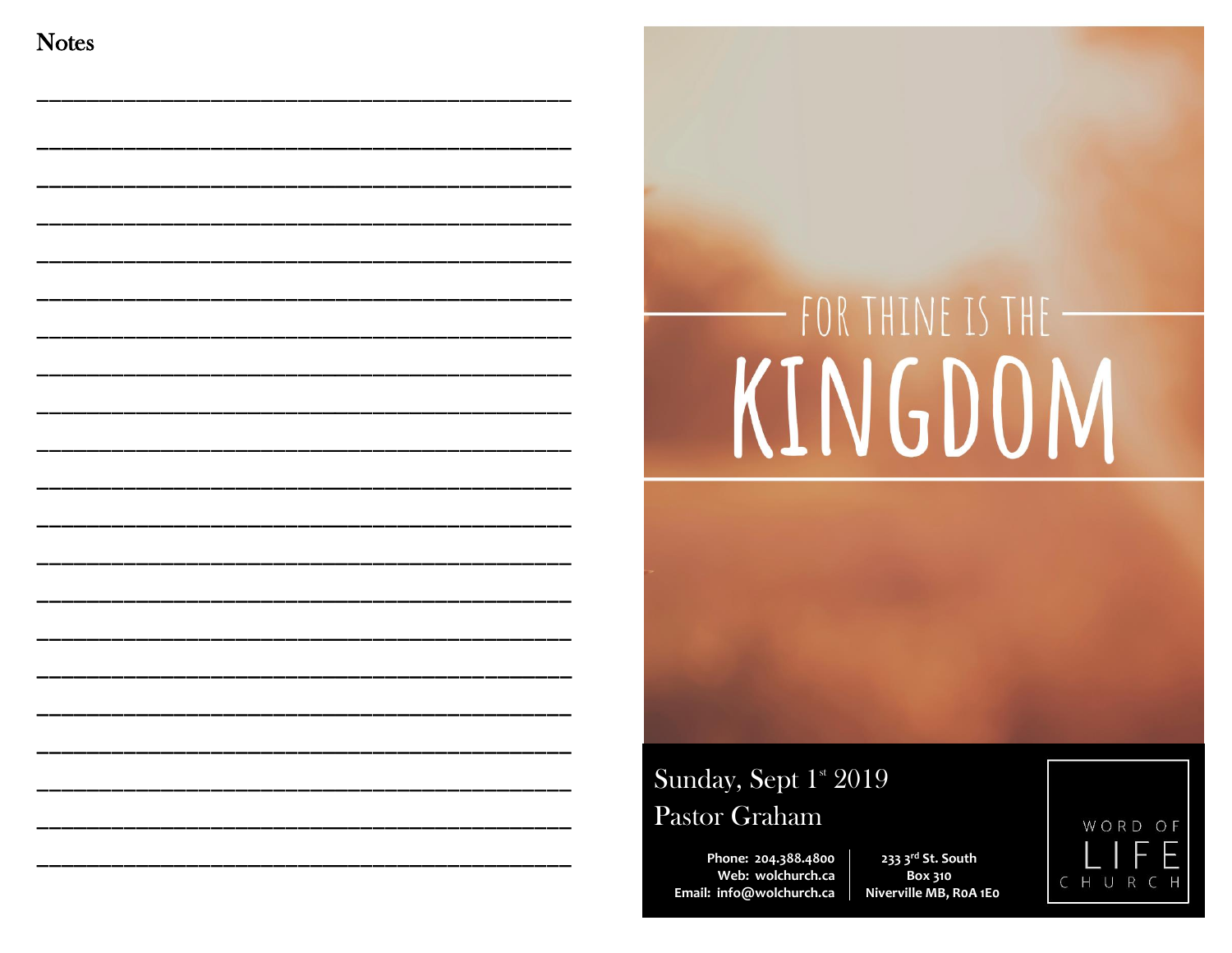## Notes

________________________________________________

________________________________________________

________________________________________________

________________________________________________

________________________________________________

________________________________________________

________________________________________________

________________________________________________

________________________________________________

________________________________________________

________________________________________________

________________________________________________

________________________________________________

________________________________________________

________________________________________________

________________________________________________

________________________________________________

________________________________________________

________________________________________________

________________________________________________

________________________________________________

# FOR THINE IS THE KINGDOM

Sunday, Sept 1st 2019

Pastor Graham

**Phone: 204.388.4800**
**Web: wolchurch.ca**
**Email: info@wolchurch.ca**

**233 3rd St. South**
**Box 310**
**Niverville MB, R0A 1E0**

WORD OF LIFE CHURCH